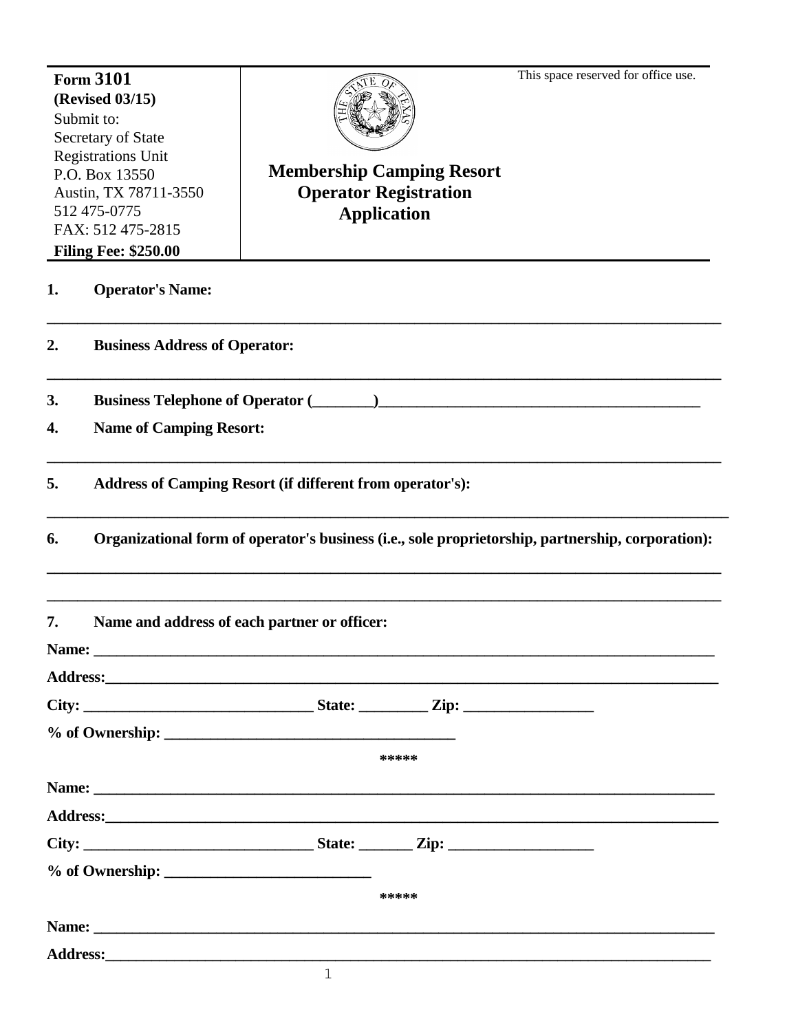**Form 3101**
**(Revised 03/15)**
Submit to:
Secretary of State
Registrations Unit
P.O. Box 13550
Austin, TX 78711-3550
512 475-0775
FAX: 512 475-2815
**Filing Fee: $250.00**

# Membership Camping Resort Operator Registration Application

This space reserved for office use.

**1. Operator's Name:**

_______________________________________________________________________________

**2. Business Address of Operator:**

_______________________________________________________________________________

**3. Business Telephone of Operator (________)__________________________________________**

**4. Name of Camping Resort:**

_______________________________________________________________________________

**5. Address of Camping Resort (if different from operator's):**

_______________________________________________________________________________

**6. Organizational form of operator's business (i.e., sole proprietorship, partnership, corporation):**

_______________________________________________________________________________

_______________________________________________________________________________

**7. Name and address of each partner or officer:**

**Name:** _______________________________________________________________________

**Address:**_____________________________________________________________________

**City:** _____________________________ **State:** _________ **Zip:** _________________

**% of Ownership:** _____________________________________

*****

**Name:** _______________________________________________________________________

**Address:**_____________________________________________________________________

**City:** _____________________________ **State:** _______ **Zip:** ___________________

**% of Ownership:** ___________________________

*****

**Name:** _______________________________________________________________________

**Address:**_____________________________________________________________________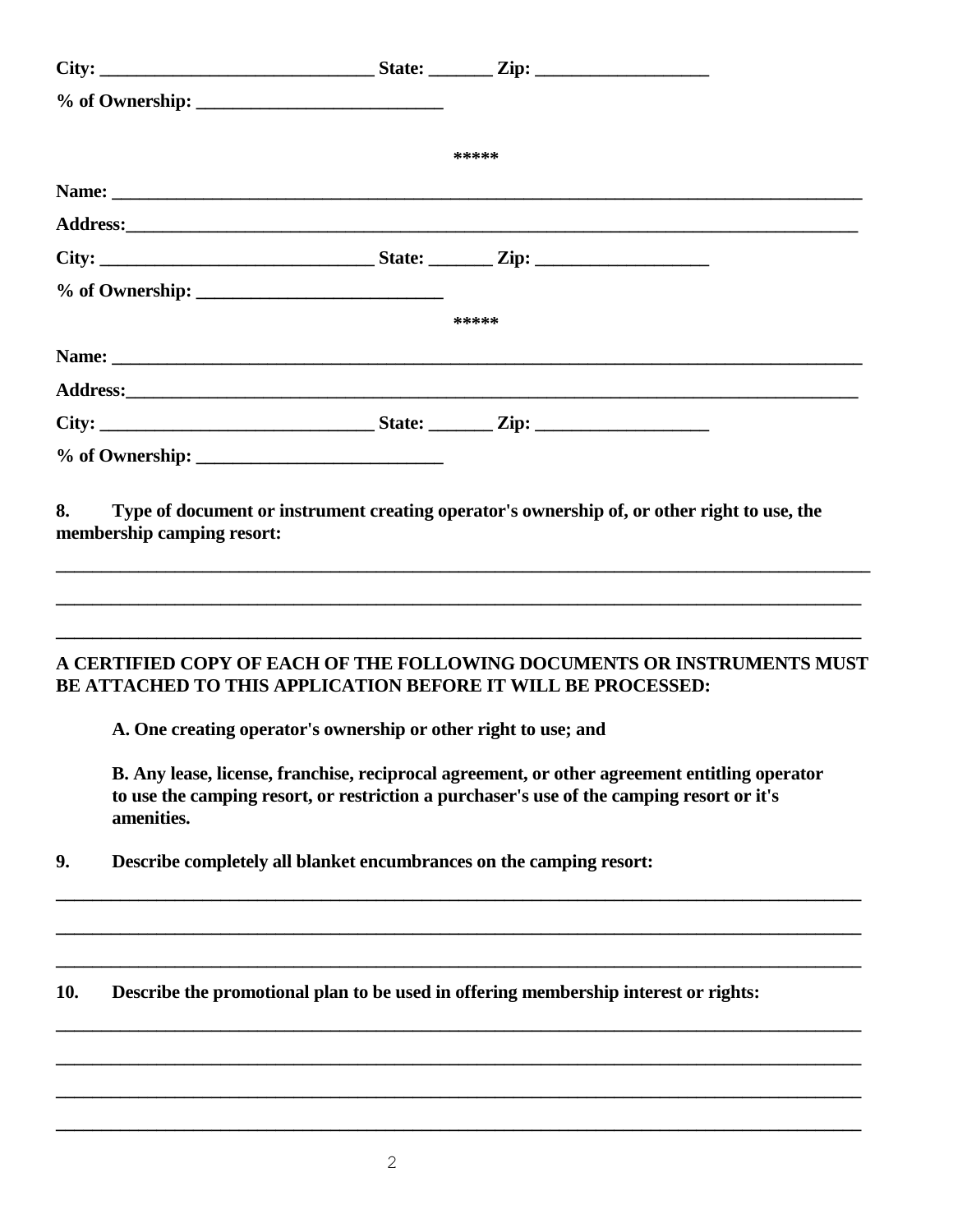**City: ______________________________ State: _______ Zip: ___________________**

**% of Ownership: ___________________________**

**\*\*\*\*\***

**Name: ___________________________________________________________________________________**

**Address:_________________________________________________________________________________**

**City: ______________________________ State: _______ Zip: ___________________**

**% of Ownership: ___________________________**

**\*\*\*\*\***

**Name: ___________________________________________________________________________________**

**Address:_________________________________________________________________________________**

**City: ______________________________ State: _______ Zip: ___________________**

**% of Ownership: ___________________________**

**8. Type of document or instrument creating operator's ownership of, or other right to use, the membership camping resort:**

_______________________________________________________________________________________

_______________________________________________________________________________________

_______________________________________________________________________________________

**A CERTIFIED COPY OF EACH OF THE FOLLOWING DOCUMENTS OR INSTRUMENTS MUST BE ATTACHED TO THIS APPLICATION BEFORE IT WILL BE PROCESSED:**

**A. One creating operator's ownership or other right to use; and**

**B. Any lease, license, franchise, reciprocal agreement, or other agreement entitling operator to use the camping resort, or restriction a purchaser's use of the camping resort or it's amenities.**

**9. Describe completely all blanket encumbrances on the camping resort:**

_______________________________________________________________________________________

_______________________________________________________________________________________

_______________________________________________________________________________________

**10. Describe the promotional plan to be used in offering membership interest or rights:**

_______________________________________________________________________________________

_______________________________________________________________________________________

_______________________________________________________________________________________

_______________________________________________________________________________________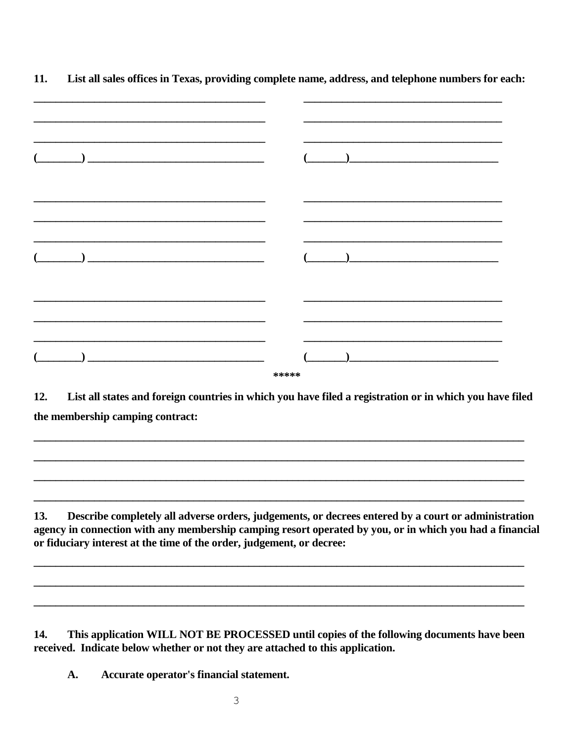**11. List all sales offices in Texas, providing complete name, address, and telephone numbers for each:**

_________________________________________ _________________________________________

_________________________________________ _________________________________________

_________________________________________ _________________________________________

(________) _______________________________ (_______)_____________________________

_________________________________________ _________________________________________

_________________________________________ _________________________________________

_________________________________________ _________________________________________

(________) _______________________________ (_______)_____________________________

_________________________________________ _________________________________________

_________________________________________ _________________________________________

_________________________________________ _________________________________________

(________) _______________________________ (_______)_____________________________

*****

**12. List all states and foreign countries in which you have filed a registration or in which you have filed the membership camping contract:**

________________________________________________________________________________

________________________________________________________________________________

________________________________________________________________________________

________________________________________________________________________________

**13. Describe completely all adverse orders, judgements, or decrees entered by a court or administration agency in connection with any membership camping resort operated by you, or in which you had a financial or fiduciary interest at the time of the order, judgement, or decree:**

________________________________________________________________________________

________________________________________________________________________________

________________________________________________________________________________

**14. This application WILL NOT BE PROCESSED until copies of the following documents have been received. Indicate below whether or not they are attached to this application.**

**A. Accurate operator's financial statement.**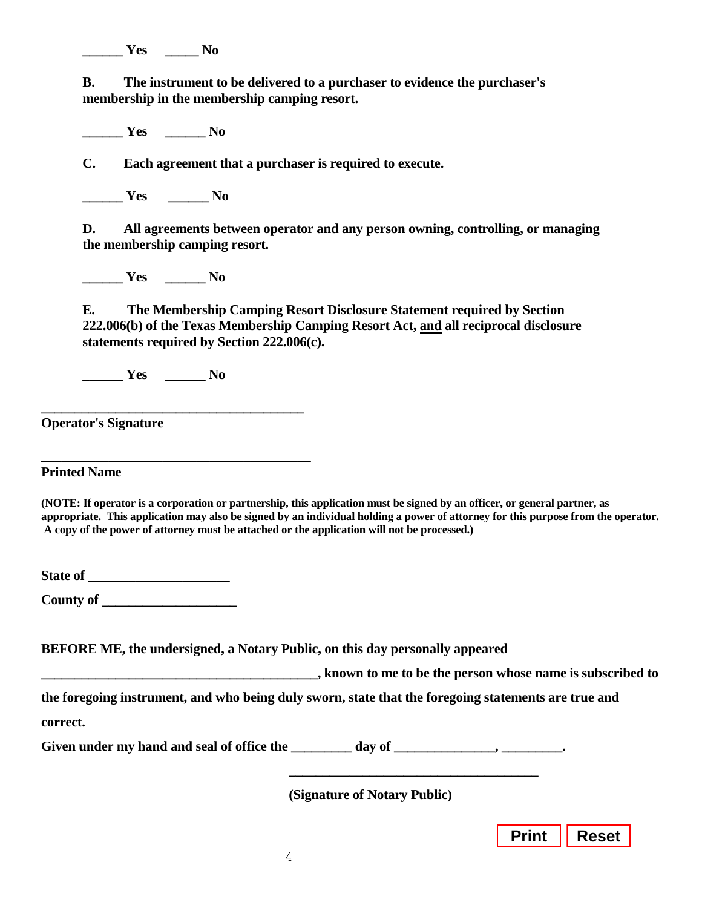______ **Yes** _____ **No**

**B. The instrument to be delivered to a purchaser to evidence the purchaser's membership in the membership camping resort.**

______ **Yes** ______ **No**

**C. Each agreement that a purchaser is required to execute.**

______ **Yes** ______ **No**

**D. All agreements between operator and any person owning, controlling, or managing the membership camping resort.**

______ **Yes** ______ **No**

**E. The Membership Camping Resort Disclosure Statement required by Section 222.006(b) of the Texas Membership Camping Resort Act, <u>and</u> all reciprocal disclosure statements required by Section 222.006(c).**

______ **Yes** ______ **No**

_______________________________________

**Operator's Signature**

_______________________________________

**Printed Name**

**(NOTE: If operator is a corporation or partnership, this application must be signed by an officer, or general partner, as appropriate. This application may also be signed by an individual holding a power of attorney for this purpose from the operator. A copy of the power of attorney must be attached or the application will not be processed.)**

**State of** _____________________

**County of** ____________________

**BEFORE ME, the undersigned, a Notary Public, on this day personally appeared**

_________________________________________**, known to me to be the person whose name is subscribed to the foregoing instrument, and who being duly sworn, state that the foregoing statements are true and correct.**

**Given under my hand and seal of office the** _________ **day of** _______________, _________.

_____________________________________

**(Signature of Notary Public)**

Print Reset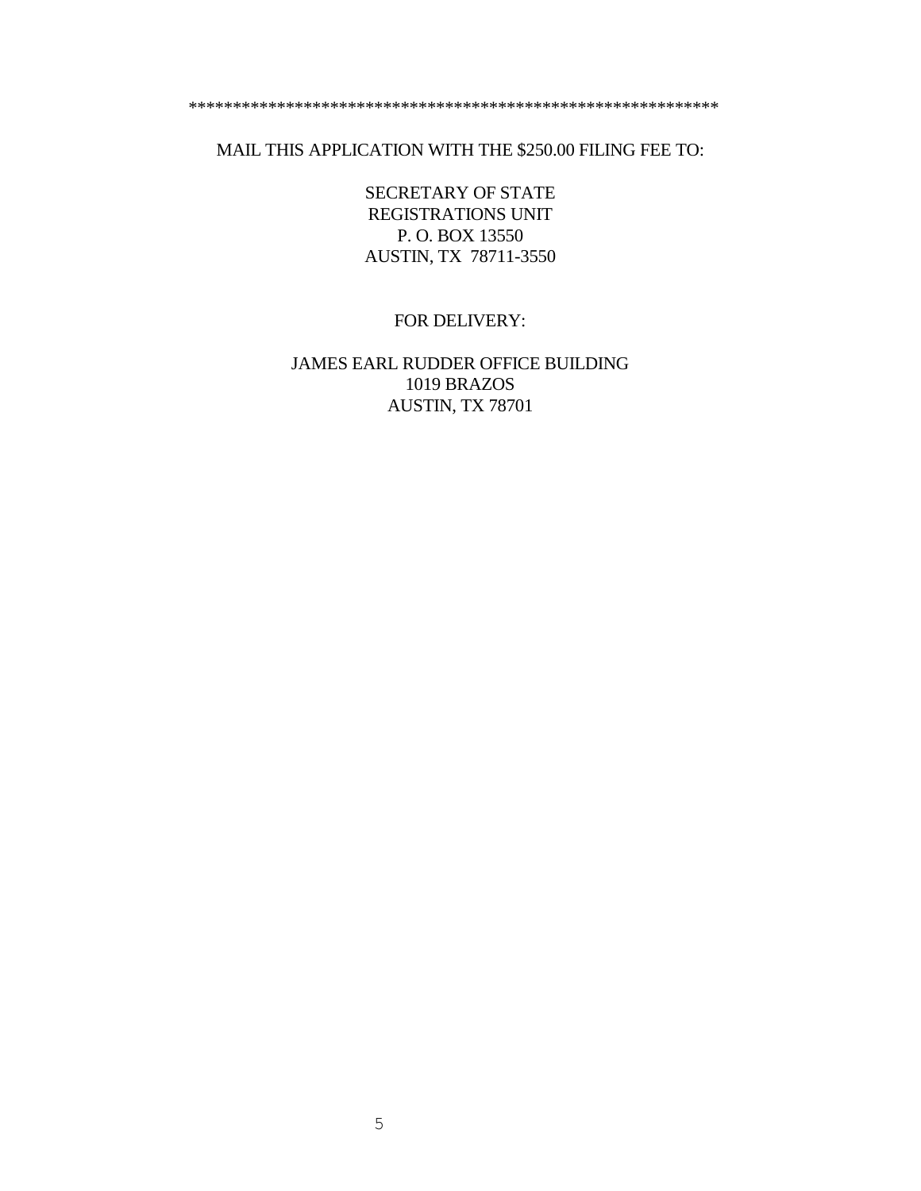\*\*\*\*\*\*\*\*\*\*\*\*\*\*\*\*\*\*\*\*\*\*\*\*\*\*\*\*\*\*\*\*\*\*\*\*\*\*\*\*\*\*\*\*\*\*\*\*\*\*\*\*\*\*\*\*\*\*\*\*\*\*

MAIL THIS APPLICATION WITH THE $250.00 FILING FEE TO:

SECRETARY OF STATE
REGISTRATIONS UNIT
P. O. BOX 13550
AUSTIN, TX 78711-3550

FOR DELIVERY:

JAMES EARL RUDDER OFFICE BUILDING
1019 BRAZOS
AUSTIN, TX 78701